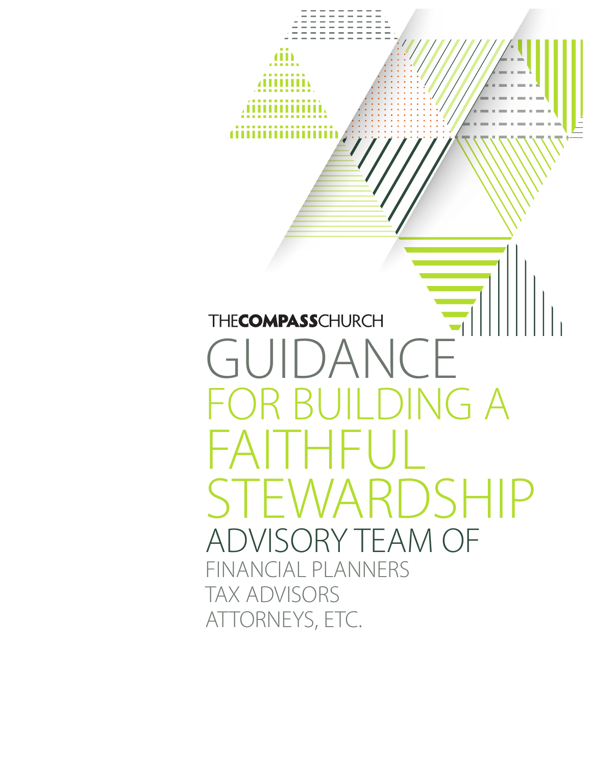THE**COMPASS**CHURCH

# GUIDANCE FOR BUILDING A FAITHFUL STEWARDSHIP

## ADVISORY TEAM OF

FINANCIAL PLANNERS
TAX ADVISORS
ATTORNEYS, ETC.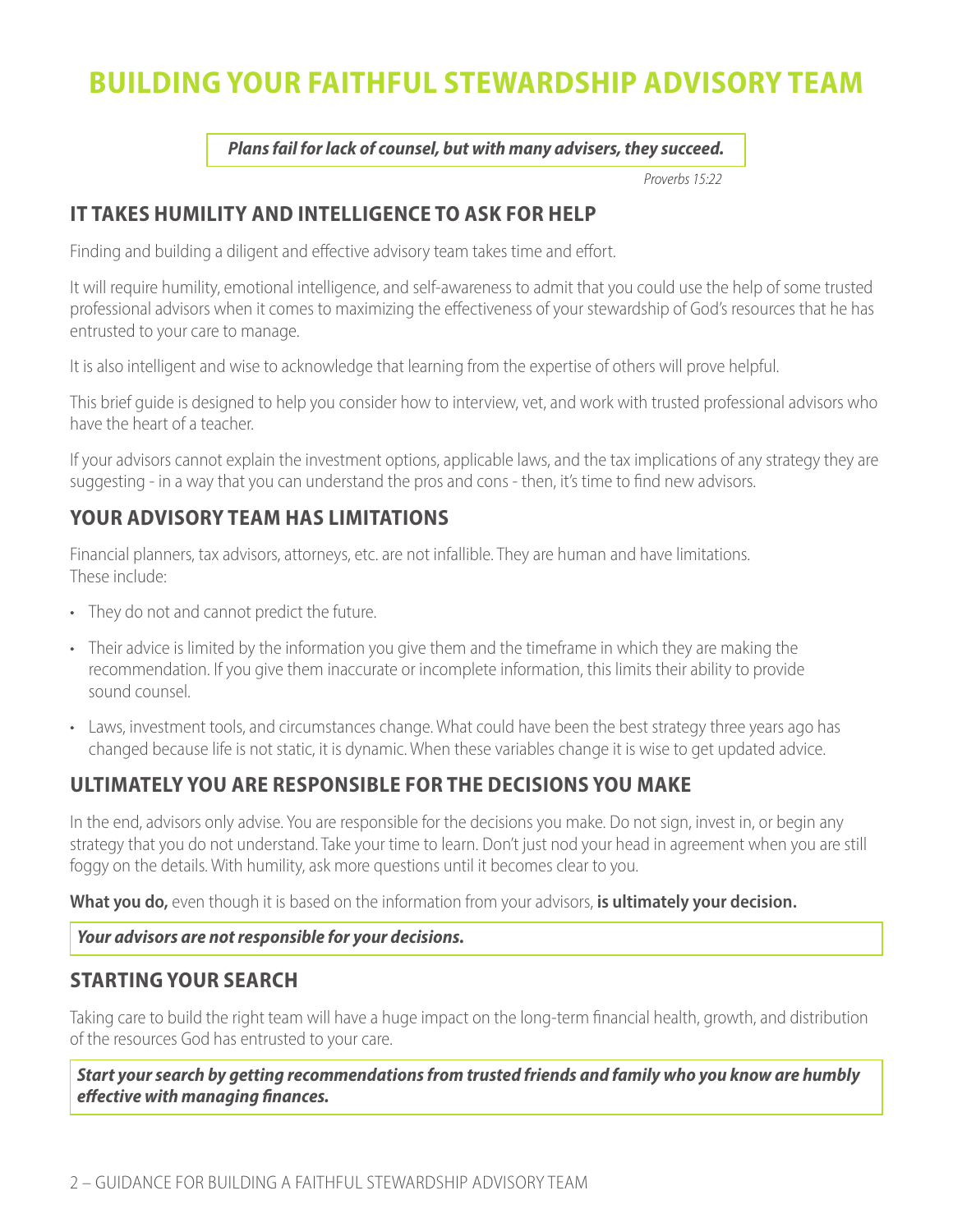# BUILDING YOUR FAITHFUL STEWARDSHIP ADVISORY TEAM

***Plans fail for lack of counsel, but with many advisers, they succeed.***

*Proverbs 15:22*

## IT TAKES HUMILITY AND INTELLIGENCE TO ASK FOR HELP

Finding and building a diligent and effective advisory team takes time and effort.

It will require humility, emotional intelligence, and self-awareness to admit that you could use the help of some trusted professional advisors when it comes to maximizing the effectiveness of your stewardship of God's resources that he has entrusted to your care to manage.

It is also intelligent and wise to acknowledge that learning from the expertise of others will prove helpful.

This brief guide is designed to help you consider how to interview, vet, and work with trusted professional advisors who have the heart of a teacher.

If your advisors cannot explain the investment options, applicable laws, and the tax implications of any strategy they are suggesting - in a way that you can understand the pros and cons - then, it's time to find new advisors.

## YOUR ADVISORY TEAM HAS LIMITATIONS

Financial planners, tax advisors, attorneys, etc. are not infallible. They are human and have limitations. These include:

- They do not and cannot predict the future.
- Their advice is limited by the information you give them and the timeframe in which they are making the recommendation. If you give them inaccurate or incomplete information, this limits their ability to provide sound counsel.
- Laws, investment tools, and circumstances change. What could have been the best strategy three years ago has changed because life is not static, it is dynamic. When these variables change it is wise to get updated advice.

## ULTIMATELY YOU ARE RESPONSIBLE FOR THE DECISIONS YOU MAKE

In the end, advisors only advise. You are responsible for the decisions you make. Do not sign, invest in, or begin any strategy that you do not understand. Take your time to learn. Don't just nod your head in agreement when you are still foggy on the details. With humility, ask more questions until it becomes clear to you.

**What you do,** even though it is based on the information from your advisors, **is ultimately your decision.**

***Your advisors are not responsible for your decisions.***

## STARTING YOUR SEARCH

Taking care to build the right team will have a huge impact on the long-term financial health, growth, and distribution of the resources God has entrusted to your care.

***Start your search by getting recommendations from trusted friends and family who you know are humbly effective with managing finances.***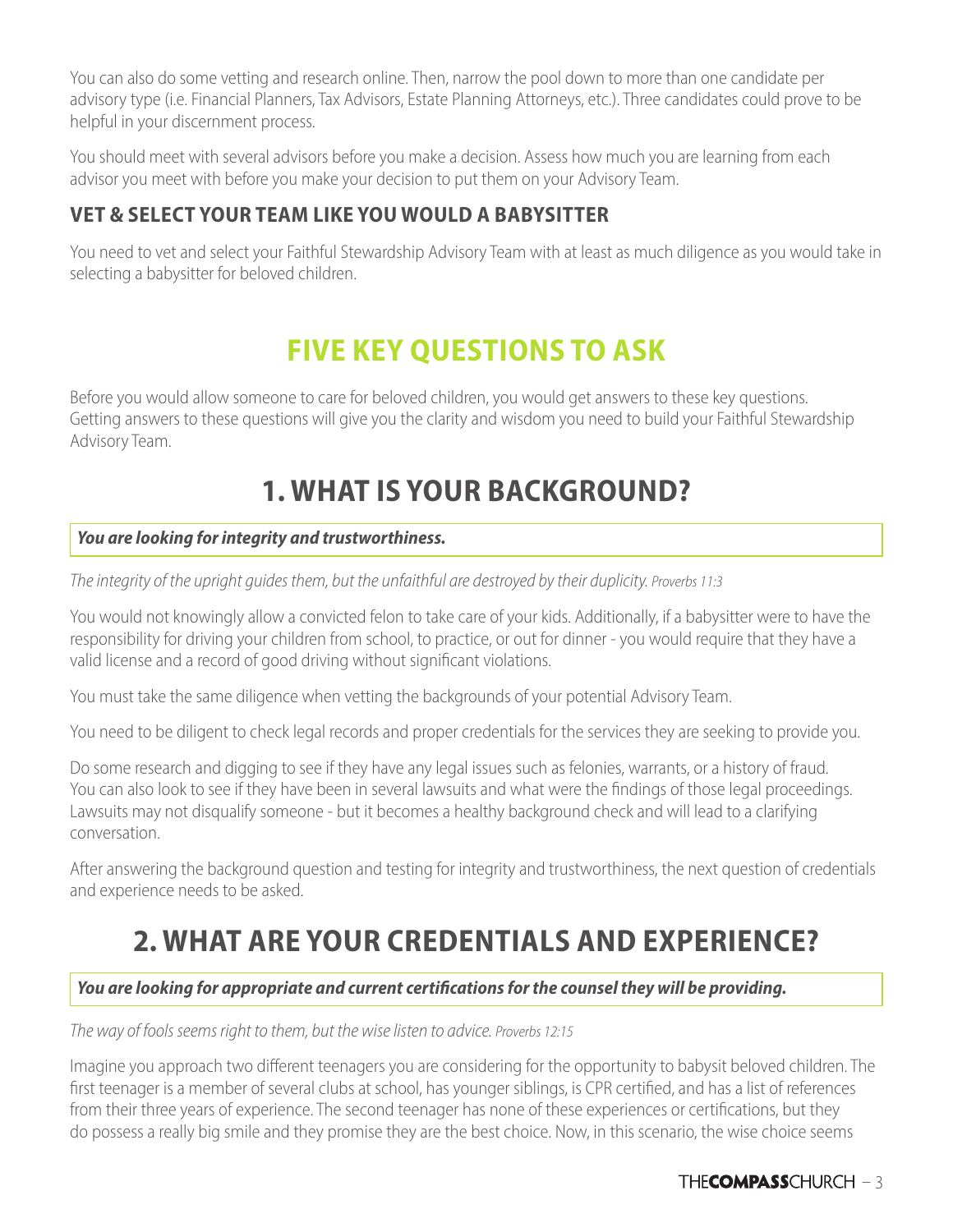You can also do some vetting and research online. Then, narrow the pool down to more than one candidate per advisory type (i.e. Financial Planners, Tax Advisors, Estate Planning Attorneys, etc.). Three candidates could prove to be helpful in your discernment process.

You should meet with several advisors before you make a decision. Assess how much you are learning from each advisor you meet with before you make your decision to put them on your Advisory Team.

### VET & SELECT YOUR TEAM LIKE YOU WOULD A BABYSITTER

You need to vet and select your Faithful Stewardship Advisory Team with at least as much diligence as you would take in selecting a babysitter for beloved children.

## FIVE KEY QUESTIONS TO ASK

Before you would allow someone to care for beloved children, you would get answers to these key questions. Getting answers to these questions will give you the clarity and wisdom you need to build your Faithful Stewardship Advisory Team.

## 1. WHAT IS YOUR BACKGROUND?

***You are looking for integrity and trustworthiness.***

*The integrity of the upright guides them, but the unfaithful are destroyed by their duplicity.* *Proverbs 11:3*

You would not knowingly allow a convicted felon to take care of your kids. Additionally, if a babysitter were to have the responsibility for driving your children from school, to practice, or out for dinner - you would require that they have a valid license and a record of good driving without significant violations.

You must take the same diligence when vetting the backgrounds of your potential Advisory Team.

You need to be diligent to check legal records and proper credentials for the services they are seeking to provide you.

Do some research and digging to see if they have any legal issues such as felonies, warrants, or a history of fraud. You can also look to see if they have been in several lawsuits and what were the findings of those legal proceedings. Lawsuits may not disqualify someone - but it becomes a healthy background check and will lead to a clarifying conversation.

After answering the background question and testing for integrity and trustworthiness, the next question of credentials and experience needs to be asked.

## 2. WHAT ARE YOUR CREDENTIALS AND EXPERIENCE?

***You are looking for appropriate and current certifications for the counsel they will be providing.***

*The way of fools seems right to them, but the wise listen to advice.* *Proverbs 12:15*

Imagine you approach two different teenagers you are considering for the opportunity to babysit beloved children. The first teenager is a member of several clubs at school, has younger siblings, is CPR certified, and has a list of references from their three years of experience. The second teenager has none of these experiences or certifications, but they do possess a really big smile and they promise they are the best choice. Now, in this scenario, the wise choice seems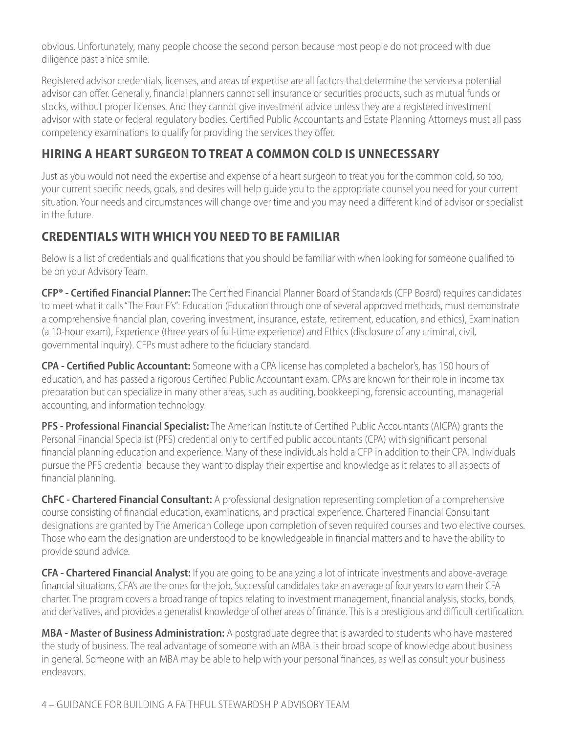obvious. Unfortunately, many people choose the second person because most people do not proceed with due diligence past a nice smile.

Registered advisor credentials, licenses, and areas of expertise are all factors that determine the services a potential advisor can offer. Generally, financial planners cannot sell insurance or securities products, such as mutual funds or stocks, without proper licenses. And they cannot give investment advice unless they are a registered investment advisor with state or federal regulatory bodies. Certified Public Accountants and Estate Planning Attorneys must all pass competency examinations to qualify for providing the services they offer.

## HIRING A HEART SURGEON TO TREAT A COMMON COLD IS UNNECESSARY

Just as you would not need the expertise and expense of a heart surgeon to treat you for the common cold, so too, your current specific needs, goals, and desires will help guide you to the appropriate counsel you need for your current situation. Your needs and circumstances will change over time and you may need a different kind of advisor or specialist in the future.

## CREDENTIALS WITH WHICH YOU NEED TO BE FAMILIAR

Below is a list of credentials and qualifications that you should be familiar with when looking for someone qualified to be on your Advisory Team.

**CFP® - Certified Financial Planner:** The Certified Financial Planner Board of Standards (CFP Board) requires candidates to meet what it calls "The Four E's": Education (Education through one of several approved methods, must demonstrate a comprehensive financial plan, covering investment, insurance, estate, retirement, education, and ethics), Examination (a 10-hour exam), Experience (three years of full-time experience) and Ethics (disclosure of any criminal, civil, governmental inquiry). CFPs must adhere to the fiduciary standard.

**CPA - Certified Public Accountant:** Someone with a CPA license has completed a bachelor's, has 150 hours of education, and has passed a rigorous Certified Public Accountant exam. CPAs are known for their role in income tax preparation but can specialize in many other areas, such as auditing, bookkeeping, forensic accounting, managerial accounting, and information technology.

**PFS - Professional Financial Specialist:** The American Institute of Certified Public Accountants (AICPA) grants the Personal Financial Specialist (PFS) credential only to certified public accountants (CPA) with significant personal financial planning education and experience. Many of these individuals hold a CFP in addition to their CPA. Individuals pursue the PFS credential because they want to display their expertise and knowledge as it relates to all aspects of financial planning.

**ChFC - Chartered Financial Consultant:** A professional designation representing completion of a comprehensive course consisting of financial education, examinations, and practical experience. Chartered Financial Consultant designations are granted by The American College upon completion of seven required courses and two elective courses. Those who earn the designation are understood to be knowledgeable in financial matters and to have the ability to provide sound advice.

**CFA - Chartered Financial Analyst:** If you are going to be analyzing a lot of intricate investments and above-average financial situations, CFA's are the ones for the job. Successful candidates take an average of four years to earn their CFA charter. The program covers a broad range of topics relating to investment management, financial analysis, stocks, bonds, and derivatives, and provides a generalist knowledge of other areas of finance. This is a prestigious and difficult certification.

**MBA - Master of Business Administration:** A postgraduate degree that is awarded to students who have mastered the study of business. The real advantage of someone with an MBA is their broad scope of knowledge about business in general. Someone with an MBA may be able to help with your personal finances, as well as consult your business endeavors.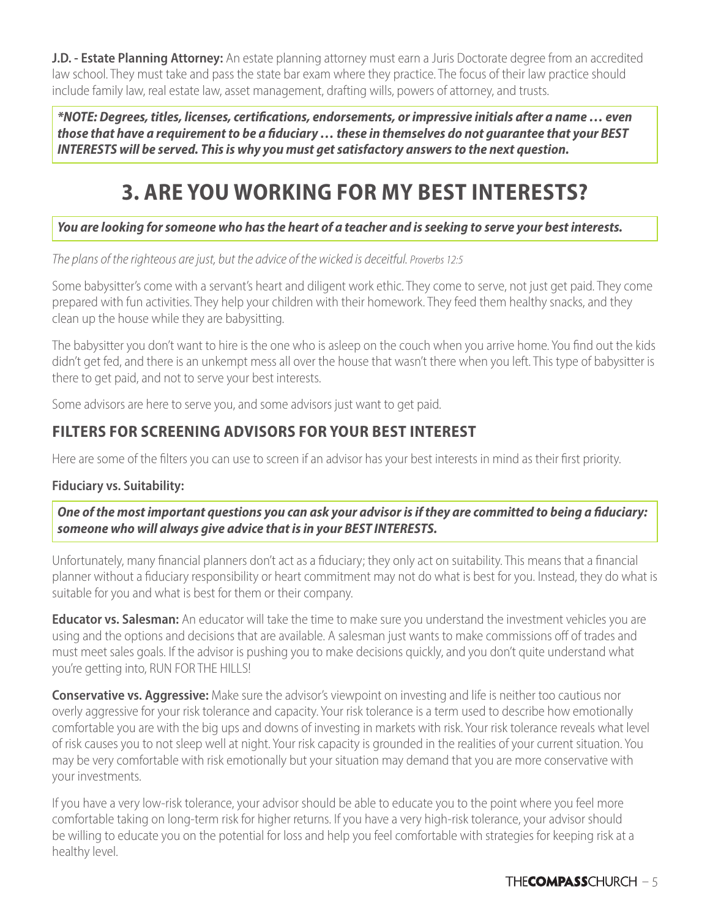**J.D. - Estate Planning Attorney:** An estate planning attorney must earn a Juris Doctorate degree from an accredited law school. They must take and pass the state bar exam where they practice. The focus of their law practice should include family law, real estate law, asset management, drafting wills, powers of attorney, and trusts.

***NOTE: Degrees, titles, licenses, certifications, endorsements, or impressive initials after a name … even those that have a requirement to be a fiduciary … these in themselves do not guarantee that your BEST INTERESTS will be served. This is why you must get satisfactory answers to the next question.***

# 3. ARE YOU WORKING FOR MY BEST INTERESTS?

***You are looking for someone who has the heart of a teacher and is seeking to serve your best interests.***

*The plans of the righteous are just, but the advice of the wicked is deceitful. Proverbs 12:5*

Some babysitter's come with a servant's heart and diligent work ethic. They come to serve, not just get paid. They come prepared with fun activities. They help your children with their homework. They feed them healthy snacks, and they clean up the house while they are babysitting.

The babysitter you don't want to hire is the one who is asleep on the couch when you arrive home. You find out the kids didn't get fed, and there is an unkempt mess all over the house that wasn't there when you left. This type of babysitter is there to get paid, and not to serve your best interests.

Some advisors are here to serve you, and some advisors just want to get paid.

## FILTERS FOR SCREENING ADVISORS FOR YOUR BEST INTEREST

Here are some of the filters you can use to screen if an advisor has your best interests in mind as their first priority.

**Fiduciary vs. Suitability:**

***One of the most important questions you can ask your advisor is if they are committed to being a fiduciary: someone who will always give advice that is in your BEST INTERESTS.***

Unfortunately, many financial planners don't act as a fiduciary; they only act on suitability. This means that a financial planner without a fiduciary responsibility or heart commitment may not do what is best for you. Instead, they do what is suitable for you and what is best for them or their company.

**Educator vs. Salesman:** An educator will take the time to make sure you understand the investment vehicles you are using and the options and decisions that are available. A salesman just wants to make commissions off of trades and must meet sales goals. If the advisor is pushing you to make decisions quickly, and you don't quite understand what you're getting into, RUN FOR THE HILLS!

**Conservative vs. Aggressive:** Make sure the advisor's viewpoint on investing and life is neither too cautious nor overly aggressive for your risk tolerance and capacity. Your risk tolerance is a term used to describe how emotionally comfortable you are with the big ups and downs of investing in markets with risk. Your risk tolerance reveals what level of risk causes you to not sleep well at night. Your risk capacity is grounded in the realities of your current situation. You may be very comfortable with risk emotionally but your situation may demand that you are more conservative with your investments.

If you have a very low-risk tolerance, your advisor should be able to educate you to the point where you feel more comfortable taking on long-term risk for higher returns. If you have a very high-risk tolerance, your advisor should be willing to educate you on the potential for loss and help you feel comfortable with strategies for keeping risk at a healthy level.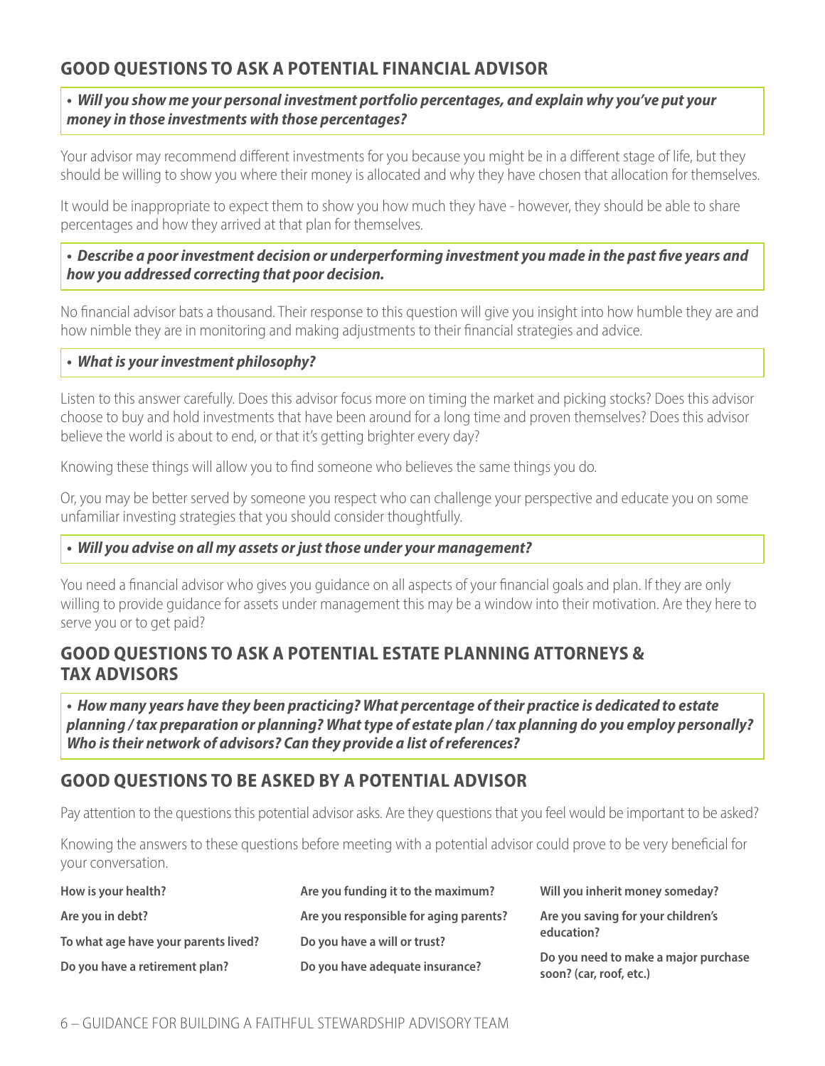## GOOD QUESTIONS TO ASK A POTENTIAL FINANCIAL ADVISOR

- ***Will you show me your personal investment portfolio percentages, and explain why you've put your money in those investments with those percentages?***

Your advisor may recommend different investments for you because you might be in a different stage of life, but they should be willing to show you where their money is allocated and why they have chosen that allocation for themselves.

It would be inappropriate to expect them to show you how much they have - however, they should be able to share percentages and how they arrived at that plan for themselves.

- ***Describe a poor investment decision or underperforming investment you made in the past five years and how you addressed correcting that poor decision.***

No financial advisor bats a thousand. Their response to this question will give you insight into how humble they are and how nimble they are in monitoring and making adjustments to their financial strategies and advice.

- ***What is your investment philosophy?***

Listen to this answer carefully. Does this advisor focus more on timing the market and picking stocks? Does this advisor choose to buy and hold investments that have been around for a long time and proven themselves? Does this advisor believe the world is about to end, or that it's getting brighter every day?

Knowing these things will allow you to find someone who believes the same things you do.

Or, you may be better served by someone you respect who can challenge your perspective and educate you on some unfamiliar investing strategies that you should consider thoughtfully.

- ***Will you advise on all my assets or just those under your management?***

You need a financial advisor who gives you guidance on all aspects of your financial goals and plan. If they are only willing to provide guidance for assets under management this may be a window into their motivation. Are they here to serve you or to get paid?

## GOOD QUESTIONS TO ASK A POTENTIAL ESTATE PLANNING ATTORNEYS & TAX ADVISORS

- ***How many years have they been practicing? What percentage of their practice is dedicated to estate planning / tax preparation or planning? What type of estate plan / tax planning do you employ personally? Who is their network of advisors? Can they provide a list of references?***

## GOOD QUESTIONS TO BE ASKED BY A POTENTIAL ADVISOR

Pay attention to the questions this potential advisor asks. Are they questions that you feel would be important to be asked?

Knowing the answers to these questions before meeting with a potential advisor could prove to be very beneficial for your conversation.

**How is your health?**

**Are you in debt?**

**To what age have your parents lived?**

**Do you have a retirement plan?**

**Are you funding it to the maximum?**

**Are you responsible for aging parents?**

**Do you have a will or trust?**

**Do you have adequate insurance?**

**Will you inherit money someday?**

**Are you saving for your children's education?**

**Do you need to make a major purchase soon? (car, roof, etc.)**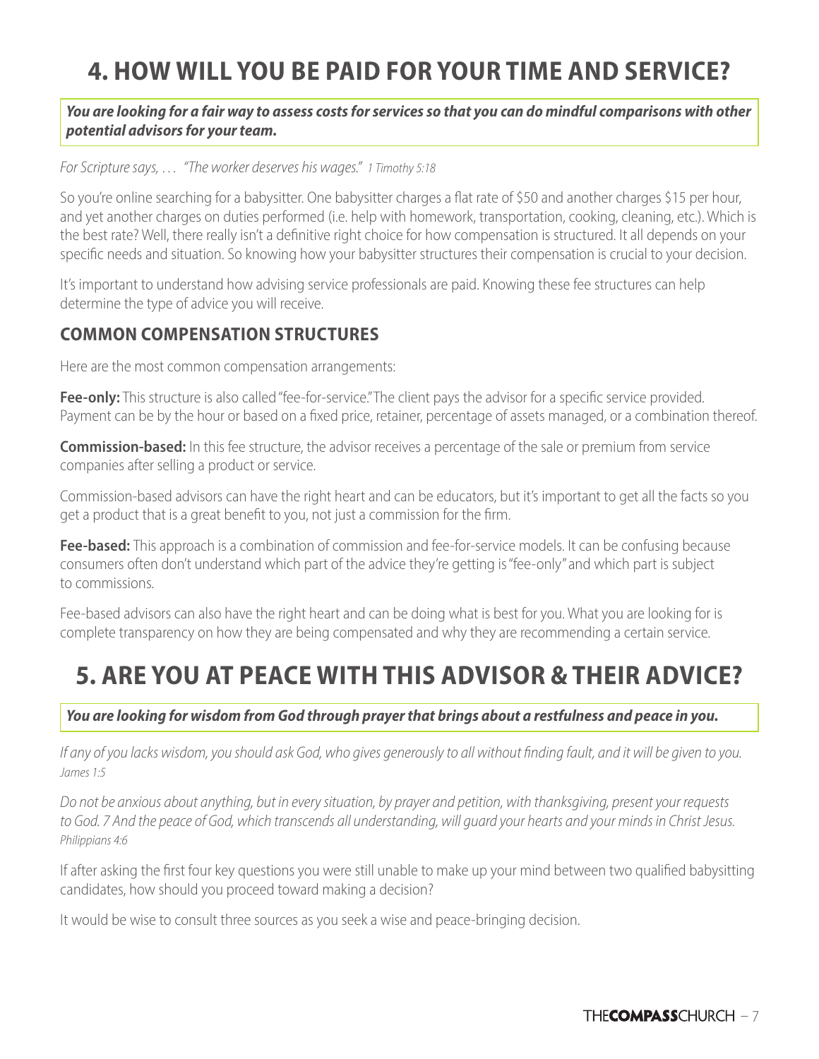# 4. HOW WILL YOU BE PAID FOR YOUR TIME AND SERVICE?

***You are looking for a fair way to assess costs for services so that you can do mindful comparisons with other potential advisors for your team.***

*For Scripture says, … "The worker deserves his wages." 1 Timothy 5:18*

So you're online searching for a babysitter. One babysitter charges a flat rate of $50 and another charges $15 per hour, and yet another charges on duties performed (i.e. help with homework, transportation, cooking, cleaning, etc.). Which is the best rate? Well, there really isn't a definitive right choice for how compensation is structured. It all depends on your specific needs and situation. So knowing how your babysitter structures their compensation is crucial to your decision.

It's important to understand how advising service professionals are paid. Knowing these fee structures can help determine the type of advice you will receive.

## COMMON COMPENSATION STRUCTURES

Here are the most common compensation arrangements:

**Fee-only:** This structure is also called "fee-for-service." The client pays the advisor for a specific service provided. Payment can be by the hour or based on a fixed price, retainer, percentage of assets managed, or a combination thereof.

**Commission-based:** In this fee structure, the advisor receives a percentage of the sale or premium from service companies after selling a product or service.

Commission-based advisors can have the right heart and can be educators, but it's important to get all the facts so you get a product that is a great benefit to you, not just a commission for the firm.

**Fee-based:** This approach is a combination of commission and fee-for-service models. It can be confusing because consumers often don't understand which part of the advice they're getting is "fee-only" and which part is subject to commissions.

Fee-based advisors can also have the right heart and can be doing what is best for you. What you are looking for is complete transparency on how they are being compensated and why they are recommending a certain service.

# 5. ARE YOU AT PEACE WITH THIS ADVISOR & THEIR ADVICE?

***You are looking for wisdom from God through prayer that brings about a restfulness and peace in you.***

*If any of you lacks wisdom, you should ask God, who gives generously to all without finding fault, and it will be given to you. James 1:5*

*Do not be anxious about anything, but in every situation, by prayer and petition, with thanksgiving, present your requests to God. 7 And the peace of God, which transcends all understanding, will guard your hearts and your minds in Christ Jesus. Philippians 4:6*

If after asking the first four key questions you were still unable to make up your mind between two qualified babysitting candidates, how should you proceed toward making a decision?

It would be wise to consult three sources as you seek a wise and peace-bringing decision.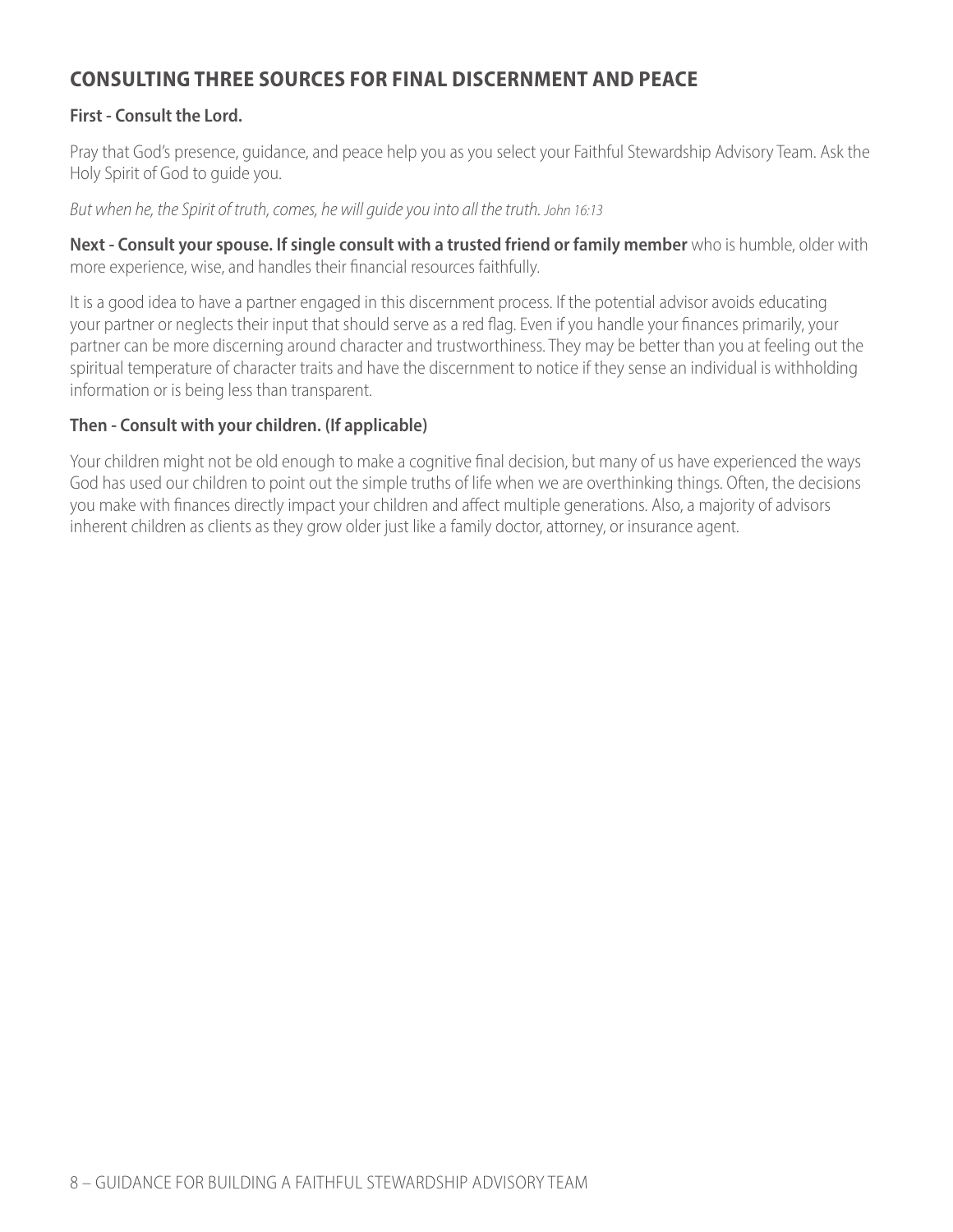## CONSULTING THREE SOURCES FOR FINAL DISCERNMENT AND PEACE

**First - Consult the Lord.**

Pray that God's presence, guidance, and peace help you as you select your Faithful Stewardship Advisory Team. Ask the Holy Spirit of God to guide you.

*But when he, the Spirit of truth, comes, he will guide you into all the truth. John 16:13*

**Next - Consult your spouse. If single consult with a trusted friend or family member** who is humble, older with more experience, wise, and handles their financial resources faithfully.

It is a good idea to have a partner engaged in this discernment process. If the potential advisor avoids educating your partner or neglects their input that should serve as a red flag. Even if you handle your finances primarily, your partner can be more discerning around character and trustworthiness. They may be better than you at feeling out the spiritual temperature of character traits and have the discernment to notice if they sense an individual is withholding information or is being less than transparent.

**Then - Consult with your children. (If applicable)**

Your children might not be old enough to make a cognitive final decision, but many of us have experienced the ways God has used our children to point out the simple truths of life when we are overthinking things. Often, the decisions you make with finances directly impact your children and affect multiple generations. Also, a majority of advisors inherent children as clients as they grow older just like a family doctor, attorney, or insurance agent.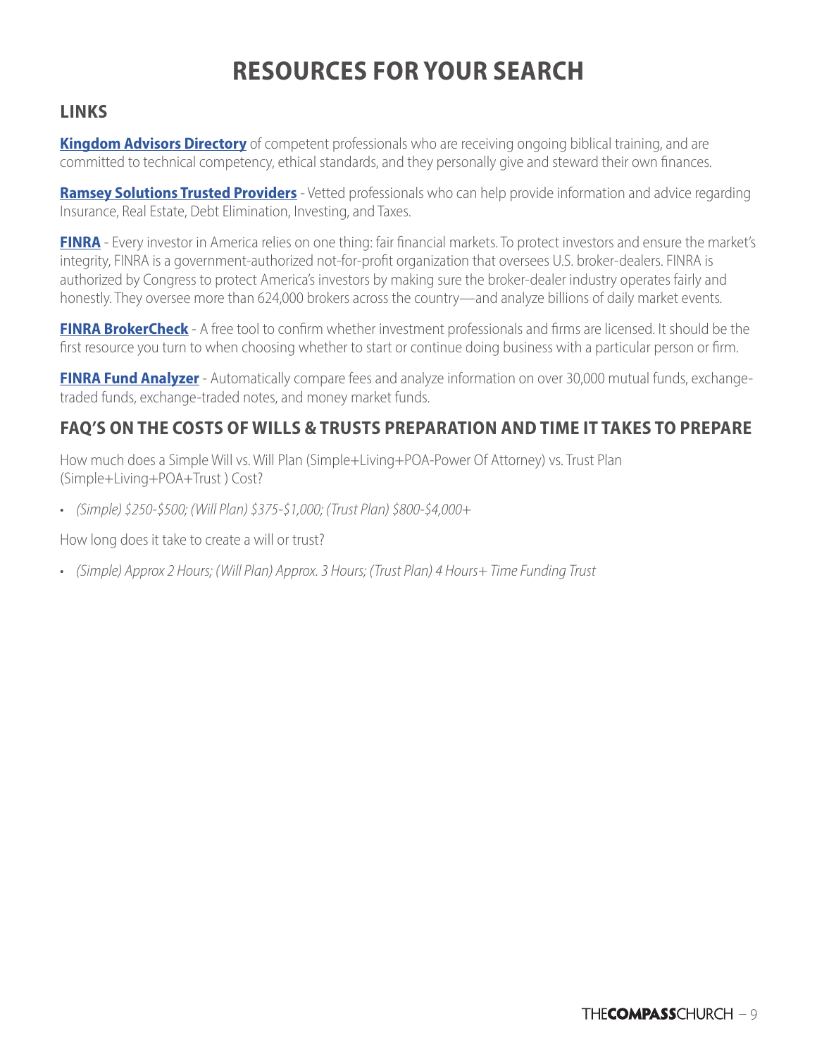# RESOURCES FOR YOUR SEARCH

## LINKS

**Kingdom Advisors Directory** of competent professionals who are receiving ongoing biblical training, and are committed to technical competency, ethical standards, and they personally give and steward their own finances.

**Ramsey Solutions Trusted Providers** - Vetted professionals who can help provide information and advice regarding Insurance, Real Estate, Debt Elimination, Investing, and Taxes.

**FINRA** - Every investor in America relies on one thing: fair financial markets. To protect investors and ensure the market's integrity, FINRA is a government-authorized not-for-profit organization that oversees U.S. broker-dealers. FINRA is authorized by Congress to protect America's investors by making sure the broker-dealer industry operates fairly and honestly. They oversee more than 624,000 brokers across the country—and analyze billions of daily market events.

**FINRA BrokerCheck** - A free tool to confirm whether investment professionals and firms are licensed. It should be the first resource you turn to when choosing whether to start or continue doing business with a particular person or firm.

**FINRA Fund Analyzer** - Automatically compare fees and analyze information on over 30,000 mutual funds, exchange-traded funds, exchange-traded notes, and money market funds.

## FAQ'S ON THE COSTS OF WILLS & TRUSTS PREPARATION AND TIME IT TAKES TO PREPARE

How much does a Simple Will vs. Will Plan (Simple+Living+POA-Power Of Attorney) vs. Trust Plan (Simple+Living+POA+Trust ) Cost?

- *(Simple) $250-$500; (Will Plan) $375-$1,000; (Trust Plan) $800-$4,000+*

How long does it take to create a will or trust?

- *(Simple) Approx 2 Hours; (Will Plan) Approx. 3 Hours; (Trust Plan) 4 Hours+ Time Funding Trust*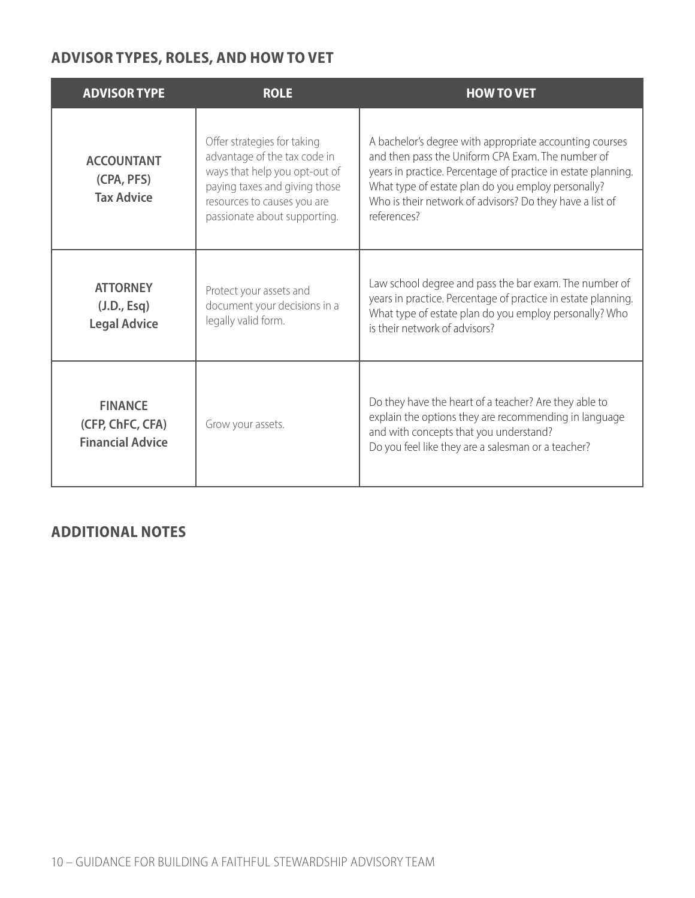## ADVISOR TYPES, ROLES, AND HOW TO VET

| ADVISOR TYPE | ROLE | HOW TO VET |
|---|---|---|
| **ACCOUNTANT (CPA, PFS) Tax Advice** | Offer strategies for taking advantage of the tax code in ways that help you opt-out of paying taxes and giving those resources to causes you are passionate about supporting. | A bachelor's degree with appropriate accounting courses and then pass the Uniform CPA Exam. The number of years in practice. Percentage of practice in estate planning. What type of estate plan do you employ personally? Who is their network of advisors? Do they have a list of references? |
| **ATTORNEY (J.D., Esq) Legal Advice** | Protect your assets and document your decisions in a legally valid form. | Law school degree and pass the bar exam. The number of years in practice. Percentage of practice in estate planning. What type of estate plan do you employ personally? Who is their network of advisors? |
| **FINANCE (CFP, ChFC, CFA) Financial Advice** | Grow your assets. | Do they have the heart of a teacher? Are they able to explain the options they are recommending in language and with concepts that you understand? Do you feel like they are a salesman or a teacher? |

## ADDITIONAL NOTES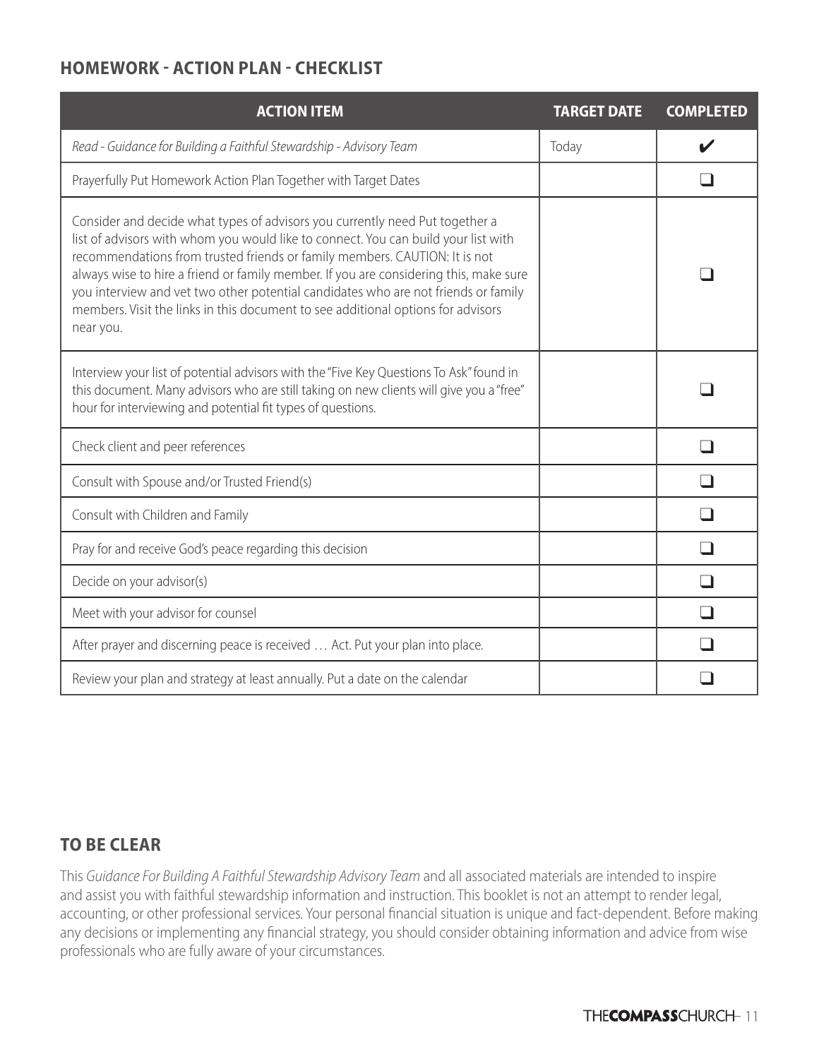## HOMEWORK - ACTION PLAN - CHECKLIST

| ACTION ITEM | TARGET DATE | COMPLETED |
|---|---|---|
| *Read - Guidance for Building a Faithful Stewardship - Advisory Team* | Today | ✔ |
| Prayerfully Put Homework Action Plan Together with Target Dates | | ❑ |
| Consider and decide what types of advisors you currently need Put together a list of advisors with whom you would like to connect. You can build your list with recommendations from trusted friends or family members. CAUTION: It is not always wise to hire a friend or family member. If you are considering this, make sure you interview and vet two other potential candidates who are not friends or family members. Visit the links in this document to see additional options for advisors near you. | | ❑ |
| Interview your list of potential advisors with the "Five Key Questions To Ask" found in this document. Many advisors who are still taking on new clients will give you a "free" hour for interviewing and potential fit types of questions. | | ❑ |
| Check client and peer references | | ❑ |
| Consult with Spouse and/or Trusted Friend(s) | | ❑ |
| Consult with Children and Family | | ❑ |
| Pray for and receive God's peace regarding this decision | | ❑ |
| Decide on your advisor(s) | | ❑ |
| Meet with your advisor for counsel | | ❑ |
| After prayer and discerning peace is received … Act. Put your plan into place. | | ❑ |
| Review your plan and strategy at least annually. Put a date on the calendar | | ❑ |

## TO BE CLEAR

This *Guidance For Building A Faithful Stewardship Advisory Team* and all associated materials are intended to inspire and assist you with faithful stewardship information and instruction. This booklet is not an attempt to render legal, accounting, or other professional services. Your personal financial situation is unique and fact-dependent. Before making any decisions or implementing any financial strategy, you should consider obtaining information and advice from wise professionals who are fully aware of your circumstances.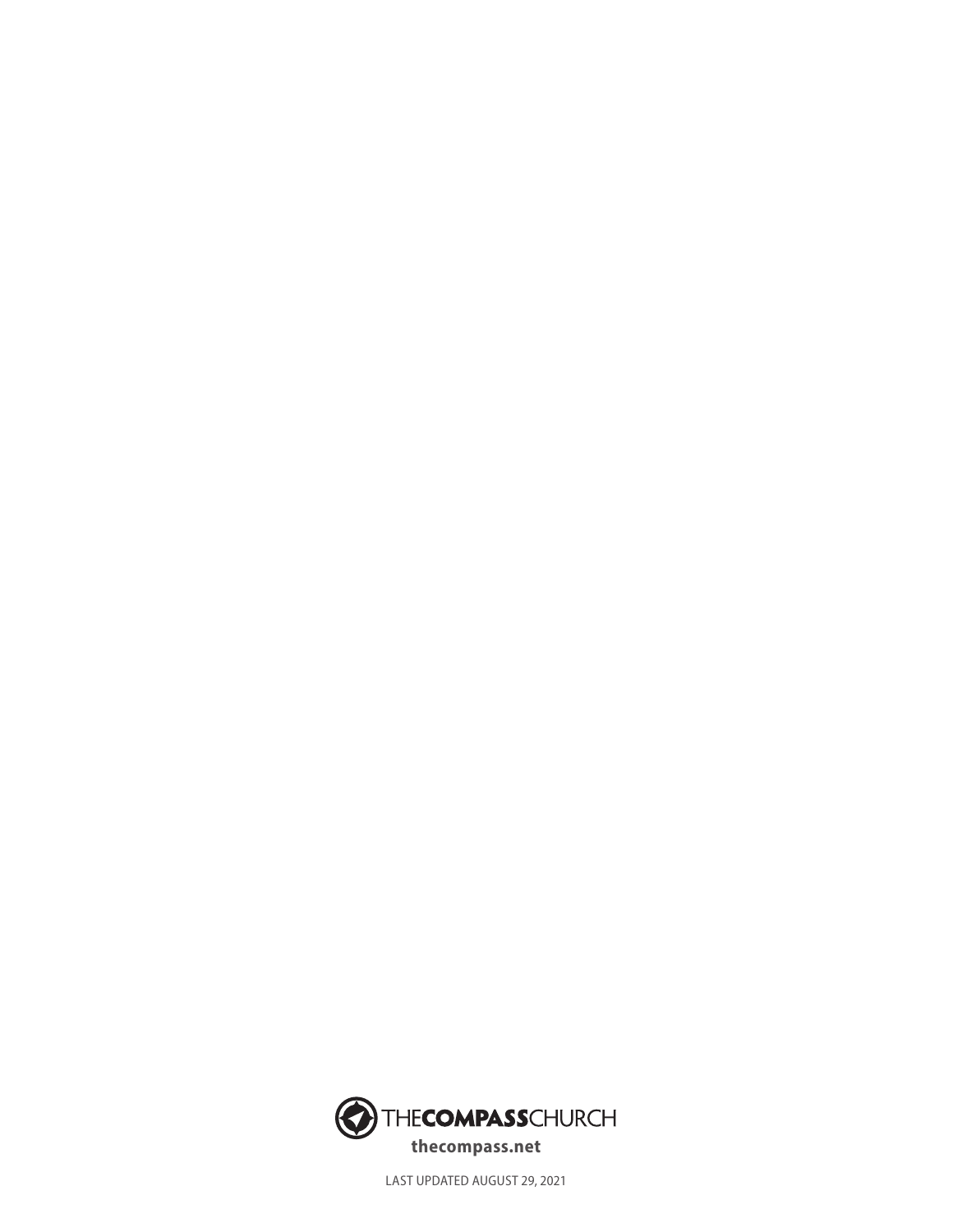THE**COMPASS**CHURCH

**thecompass.net**

LAST UPDATED AUGUST 29, 2021